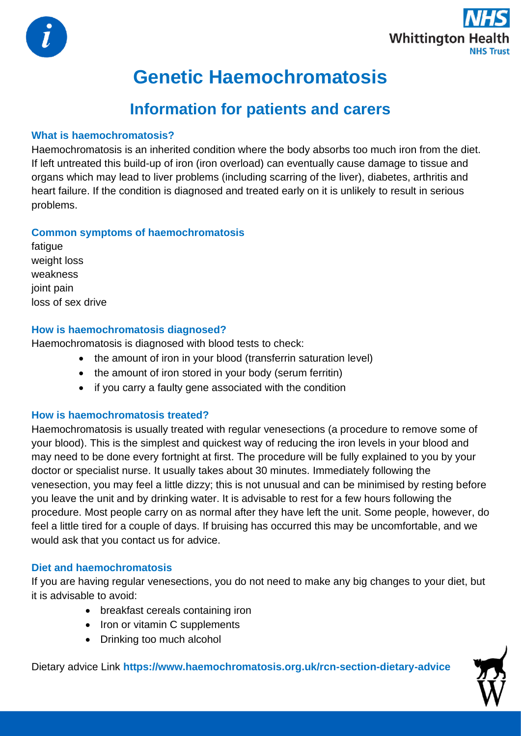# Genetic Haemochromatosis

## Information for patients and carers

### What is haemochromatosis?

Haemochromatosis is an inherited condition where the body absorbs too much iron from the diet. If left untreated this build-up of iron (iron overload) can eventually cause damage to tissue and organs which may lead to liver problems (including scarring of the liver), diabetes, arthritis and heart failure. If the condition is diagnosed and treated early on it is unlikely to result in serious problems.

### Common symptoms of haemochromatosis

fatigue
weight loss
weakness
joint pain
loss of sex drive

### How is haemochromatosis diagnosed?

Haemochromatosis is diagnosed with blood tests to check:

- the amount of iron in your blood (transferrin saturation level)
- the amount of iron stored in your body (serum ferritin)
- if you carry a faulty gene associated with the condition

### How is haemochromatosis treated?

Haemochromatosis is usually treated with regular venesections (a procedure to remove some of your blood). This is the simplest and quickest way of reducing the iron levels in your blood and may need to be done every fortnight at first. The procedure will be fully explained to you by your doctor or specialist nurse. It usually takes about 30 minutes. Immediately following the venesection, you may feel a little dizzy; this is not unusual and can be minimised by resting before you leave the unit and by drinking water. It is advisable to rest for a few hours following the procedure. Most people carry on as normal after they have left the unit. Some people, however, do feel a little tired for a couple of days. If bruising has occurred this may be uncomfortable, and we would ask that you contact us for advice.

### Diet and haemochromatosis

If you are having regular venesections, you do not need to make any big changes to your diet, but it is advisable to avoid:

- breakfast cereals containing iron
- Iron or vitamin C supplements
- Drinking too much alcohol

Dietary advice Link **https://www.haemochromatosis.org.uk/rcn-section-dietary-advice**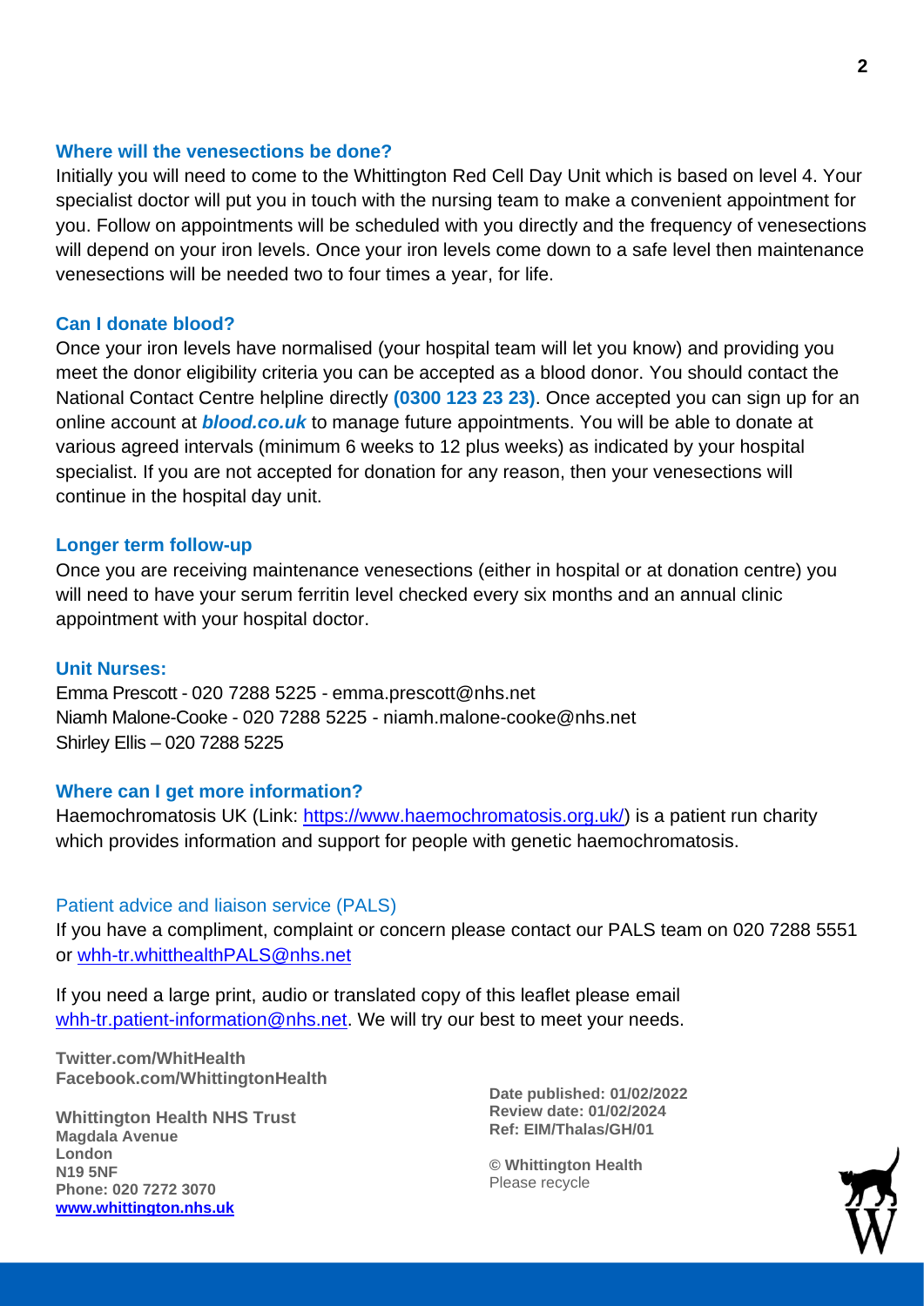## Where will the venesections be done?

Initially you will need to come to the Whittington Red Cell Day Unit which is based on level 4. Your specialist doctor will put you in touch with the nursing team to make a convenient appointment for you. Follow on appointments will be scheduled with you directly and the frequency of venesections will depend on your iron levels. Once your iron levels come down to a safe level then maintenance venesections will be needed two to four times a year, for life.

## Can I donate blood?

Once your iron levels have normalised (your hospital team will let you know) and providing you meet the donor eligibility criteria you can be accepted as a blood donor. You should contact the National Contact Centre helpline directly **(0300 123 23 23)**. Once accepted you can sign up for an online account at ***blood.co.uk*** to manage future appointments. You will be able to donate at various agreed intervals (minimum 6 weeks to 12 plus weeks) as indicated by your hospital specialist. If you are not accepted for donation for any reason, then your venesections will continue in the hospital day unit.

## Longer term follow-up

Once you are receiving maintenance venesections (either in hospital or at donation centre) you will need to have your serum ferritin level checked every six months and an annual clinic appointment with your hospital doctor.

## Unit Nurses:

Emma Prescott - 020 7288 5225 - emma.prescott@nhs.net
Niamh Malone-Cooke - 020 7288 5225 - niamh.malone-cooke@nhs.net
Shirley Ellis – 020 7288 5225

## Where can I get more information?

Haemochromatosis UK (Link: https://www.haemochromatosis.org.uk/) is a patient run charity which provides information and support for people with genetic haemochromatosis.

### Patient advice and liaison service (PALS)

If you have a compliment, complaint or concern please contact our PALS team on 020 7288 5551 or whh-tr.whitthealthPALS@nhs.net

If you need a large print, audio or translated copy of this leaflet please email whh-tr.patient-information@nhs.net. We will try our best to meet your needs.

**Twitter.com/WhitHealth**
**Facebook.com/WhittingtonHealth**

**Whittington Health NHS Trust**
**Magdala Avenue**
**London**
**N19 5NF**
**Phone: 020 7272 3070**
**www.whittington.nhs.uk**

**Date published: 01/02/2022**
**Review date: 01/02/2024**
**Ref: EIM/Thalas/GH/01**

**© Whittington Health**
Please recycle